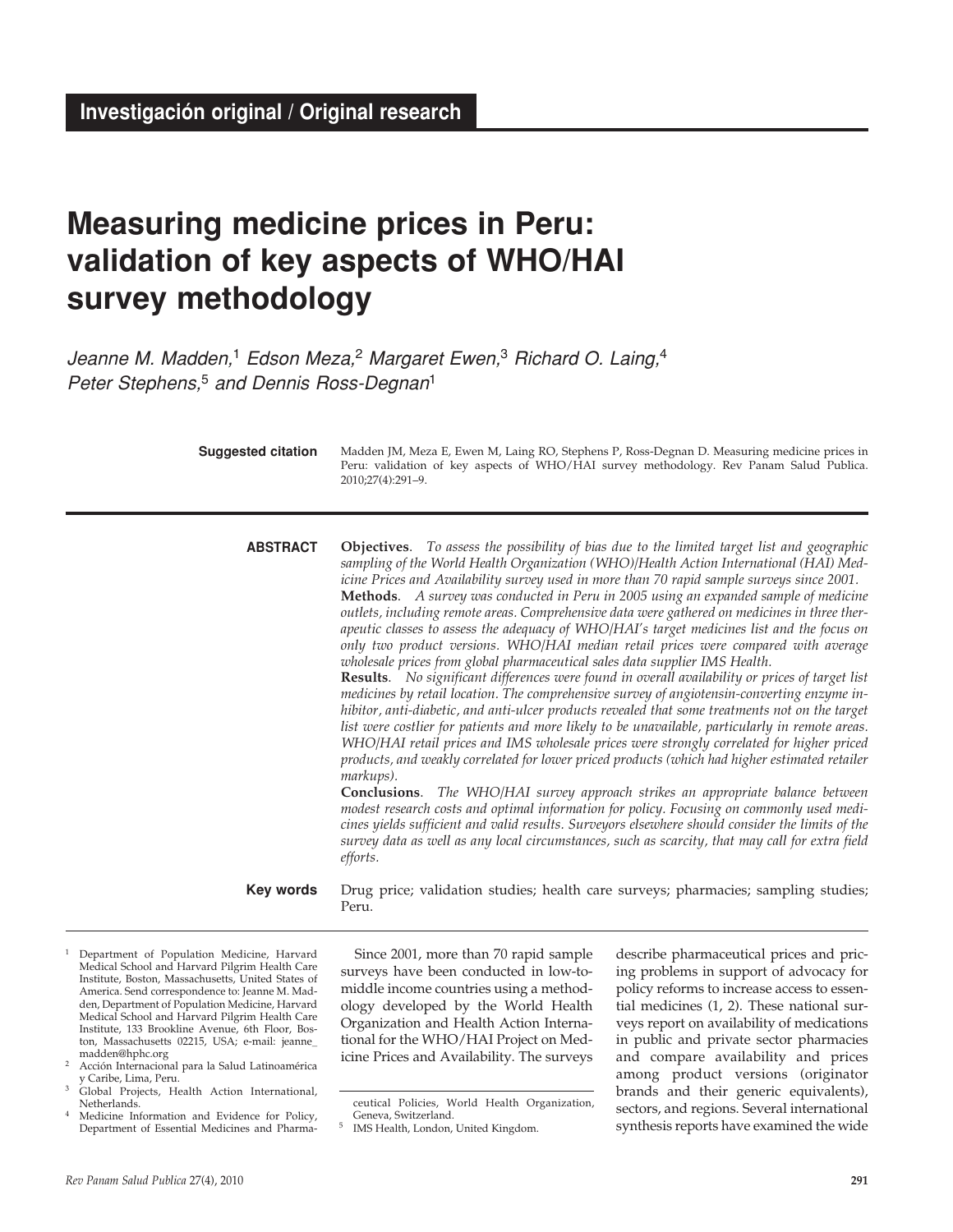Investigación original / Original research

# Measuring medicine prices in Peru: validation of key aspects of WHO/HAI survey methodology

*Jeanne M. Madden,[1] Edson Meza,[2] Margaret Ewen,[3] Richard O. Laing,[4] Peter Stephens,[5] and Dennis Ross-Degnan[1]*

**Suggested citation** Madden JM, Meza E, Ewen M, Laing RO, Stephens P, Ross-Degnan D. Measuring medicine prices in Peru: validation of key aspects of WHO/HAI survey methodology. Rev Panam Salud Publica. 2010;27(4):291–9.

**ABSTRACT**

**Objectives**. *To assess the possibility of bias due to the limited target list and geographic sampling of the World Health Organization (WHO)/Health Action International (HAI) Medicine Prices and Availability survey used in more than 70 rapid sample surveys since 2001.*

**Methods**. *A survey was conducted in Peru in 2005 using an expanded sample of medicine outlets, including remote areas. Comprehensive data were gathered on medicines in three therapeutic classes to assess the adequacy of WHO/HAI's target medicines list and the focus on only two product versions. WHO/HAI median retail prices were compared with average wholesale prices from global pharmaceutical sales data supplier IMS Health.*

**Results**. *No significant differences were found in overall availability or prices of target list medicines by retail location. The comprehensive survey of angiotensin-converting enzyme inhibitor, anti-diabetic, and anti-ulcer products revealed that some treatments not on the target list were costlier for patients and more likely to be unavailable, particularly in remote areas. WHO/HAI retail prices and IMS wholesale prices were strongly correlated for higher priced products, and weakly correlated for lower priced products (which had higher estimated retailer markups).*

**Conclusions**. *The WHO/HAI survey approach strikes an appropriate balance between modest research costs and optimal information for policy. Focusing on commonly used medicines yields sufficient and valid results. Surveyors elsewhere should consider the limits of the survey data as well as any local circumstances, such as scarcity, that may call for extra field efforts.*

**Key words** Drug price; validation studies; health care surveys; pharmacies; sampling studies; Peru.

---

[1] Department of Population Medicine, Harvard Medical School and Harvard Pilgrim Health Care Institute, Boston, Massachusetts, United States of America. Send correspondence to: Jeanne M. Madden, Department of Population Medicine, Harvard Medical School and Harvard Pilgrim Health Care Institute, 133 Brookline Avenue, 6th Floor, Boston, Massachusetts 02215, USA; e-mail: jeanne_madden@hphc.org

[2] Acción Internacional para la Salud Latinoamérica y Caribe, Lima, Peru.

[3] Global Projects, Health Action International, Netherlands.

[4] Medicine Information and Evidence for Policy, Department of Essential Medicines and Pharmaceutical Policies, World Health Organization, Geneva, Switzerland.

[5] IMS Health, London, United Kingdom.

---

Since 2001, more than 70 rapid sample surveys have been conducted in low-to-middle income countries using a methodology developed by the World Health Organization and Health Action International for the WHO/HAI Project on Medicine Prices and Availability. The surveys describe pharmaceutical prices and pricing problems in support of advocacy for policy reforms to increase access to essential medicines (1, 2). These national surveys report on availability of medications in public and private sector pharmacies and compare availability and prices among product versions (originator brands and their generic equivalents), sectors, and regions. Several international synthesis reports have examined the wide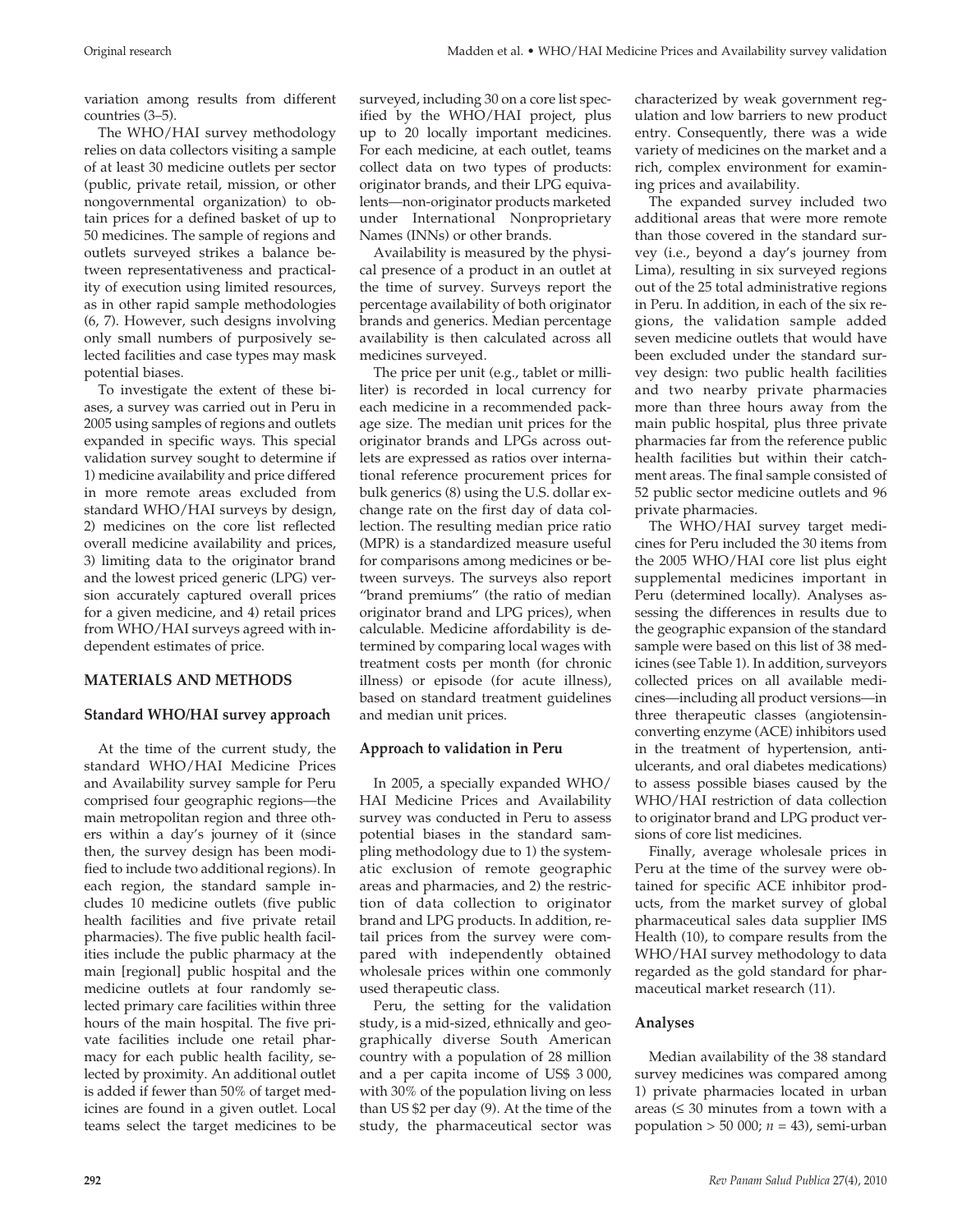variation among results from different countries (3–5).

The WHO/HAI survey methodology relies on data collectors visiting a sample of at least 30 medicine outlets per sector (public, private retail, mission, or other nongovernmental organization) to obtain prices for a defined basket of up to 50 medicines. The sample of regions and outlets surveyed strikes a balance between representativeness and practicality of execution using limited resources, as in other rapid sample methodologies (6, 7). However, such designs involving only small numbers of purposively selected facilities and case types may mask potential biases.

To investigate the extent of these biases, a survey was carried out in Peru in 2005 using samples of regions and outlets expanded in specific ways. This special validation survey sought to determine if 1) medicine availability and price differed in more remote areas excluded from standard WHO/HAI surveys by design, 2) medicines on the core list reflected overall medicine availability and prices, 3) limiting data to the originator brand and the lowest priced generic (LPG) version accurately captured overall prices for a given medicine, and 4) retail prices from WHO/HAI surveys agreed with independent estimates of price.

## MATERIALS AND METHODS

### Standard WHO/HAI survey approach

At the time of the current study, the standard WHO/HAI Medicine Prices and Availability survey sample for Peru comprised four geographic regions—the main metropolitan region and three others within a day's journey of it (since then, the survey design has been modified to include two additional regions). In each region, the standard sample includes 10 medicine outlets (five public health facilities and five private retail pharmacies). The five public health facilities include the public pharmacy at the main [regional] public hospital and the medicine outlets at four randomly selected primary care facilities within three hours of the main hospital. The five private facilities include one retail pharmacy for each public health facility, selected by proximity. An additional outlet is added if fewer than 50% of target medicines are found in a given outlet. Local teams select the target medicines to be surveyed, including 30 on a core list specified by the WHO/HAI project, plus up to 20 locally important medicines. For each medicine, at each outlet, teams collect data on two types of products: originator brands, and their LPG equivalents—non-originator products marketed under International Nonproprietary Names (INNs) or other brands.

Availability is measured by the physical presence of a product in an outlet at the time of survey. Surveys report the percentage availability of both originator brands and generics. Median percentage availability is then calculated across all medicines surveyed.

The price per unit (e.g., tablet or milliliter) is recorded in local currency for each medicine in a recommended package size. The median unit prices for the originator brands and LPGs across outlets are expressed as ratios over international reference procurement prices for bulk generics (8) using the U.S. dollar exchange rate on the first day of data collection. The resulting median price ratio (MPR) is a standardized measure useful for comparisons among medicines or between surveys. The surveys also report "brand premiums" (the ratio of median originator brand and LPG prices), when calculable. Medicine affordability is determined by comparing local wages with treatment costs per month (for chronic illness) or episode (for acute illness), based on standard treatment guidelines and median unit prices.

### Approach to validation in Peru

In 2005, a specially expanded WHO/HAI Medicine Prices and Availability survey was conducted in Peru to assess potential biases in the standard sampling methodology due to 1) the systematic exclusion of remote geographic areas and pharmacies, and 2) the restriction of data collection to originator brand and LPG products. In addition, retail prices from the survey were compared with independently obtained wholesale prices within one commonly used therapeutic class.

Peru, the setting for the validation study, is a mid-sized, ethnically and geographically diverse South American country with a population of 28 million and a per capita income of US$ 3 000, with 30% of the population living on less than US $2 per day (9). At the time of the study, the pharmaceutical sector was characterized by weak government regulation and low barriers to new product entry. Consequently, there was a wide variety of medicines on the market and a rich, complex environment for examining prices and availability.

The expanded survey included two additional areas that were more remote than those covered in the standard survey (i.e., beyond a day's journey from Lima), resulting in six surveyed regions out of the 25 total administrative regions in Peru. In addition, in each of the six regions, the validation sample added seven medicine outlets that would have been excluded under the standard survey design: two public health facilities and two nearby private pharmacies more than three hours away from the main public hospital, plus three private pharmacies far from the reference public health facilities but within their catchment areas. The final sample consisted of 52 public sector medicine outlets and 96 private pharmacies.

The WHO/HAI survey target medicines for Peru included the 30 items from the 2005 WHO/HAI core list plus eight supplemental medicines important in Peru (determined locally). Analyses assessing the differences in results due to the geographic expansion of the standard sample were based on this list of 38 medicines (see Table 1). In addition, surveyors collected prices on all available medicines—including all product versions—in three therapeutic classes (angiotensin-converting enzyme (ACE) inhibitors used in the treatment of hypertension, antiulcerants, and oral diabetes medications) to assess possible biases caused by the WHO/HAI restriction of data collection to originator brand and LPG product versions of core list medicines.

Finally, average wholesale prices in Peru at the time of the survey were obtained for specific ACE inhibitor products, from the market survey of global pharmaceutical sales data supplier IMS Health (10), to compare results from the WHO/HAI survey methodology to data regarded as the gold standard for pharmaceutical market research (11).

### Analyses

Median availability of the 38 standard survey medicines was compared among 1) private pharmacies located in urban areas (≤ 30 minutes from a town with a population > 50 000; $n$ = 43), semi-urban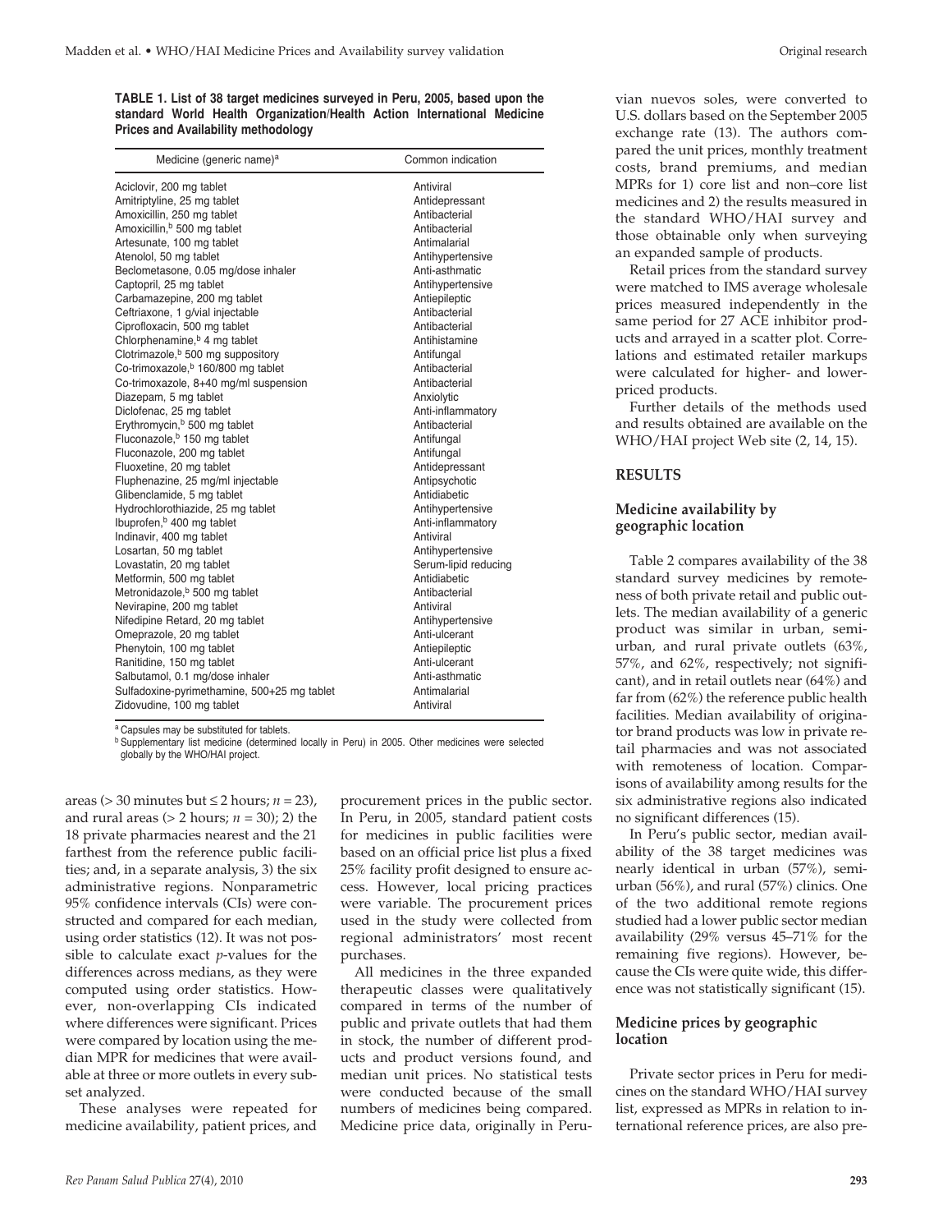**TABLE 1. List of 38 target medicines surveyed in Peru, 2005, based upon the standard World Health Organization/Health Action International Medicine Prices and Availability methodology**

| Medicine (generic name)[a] | Common indication |
|---|---|
| Aciclovir, 200 mg tablet | Antiviral |
| Amitriptyline, 25 mg tablet | Antidepressant |
| Amoxicillin, 250 mg tablet | Antibacterial |
| Amoxicillin,[b] 500 mg tablet | Antibacterial |
| Artesunate, 100 mg tablet | Antimalarial |
| Atenolol, 50 mg tablet | Antihypertensive |
| Beclometasone, 0.05 mg/dose inhaler | Anti-asthmatic |
| Captopril, 25 mg tablet | Antihypertensive |
| Carbamazepine, 200 mg tablet | Antiepileptic |
| Ceftriaxone, 1 g/vial injectable | Antibacterial |
| Ciprofloxacin, 500 mg tablet | Antibacterial |
| Chlorphenamine,[b] 4 mg tablet | Antihistamine |
| Clotrimazole,[b] 500 mg suppository | Antifungal |
| Co-trimoxazole,[b] 160/800 mg tablet | Antibacterial |
| Co-trimoxazole, 8+40 mg/ml suspension | Antibacterial |
| Diazepam, 5 mg tablet | Anxiolytic |
| Diclofenac, 25 mg tablet | Anti-inflammatory |
| Erythromycin,[b] 500 mg tablet | Antibacterial |
| Fluconazole,[b] 150 mg tablet | Antifungal |
| Fluconazole, 200 mg tablet | Antifungal |
| Fluoxetine, 20 mg tablet | Antidepressant |
| Fluphenazine, 25 mg/ml injectable | Antipsychotic |
| Glibenclamide, 5 mg tablet | Antidiabetic |
| Hydrochlorothiazide, 25 mg tablet | Antihypertensive |
| Ibuprofen,[b] 400 mg tablet | Anti-inflammatory |
| Indinavir, 400 mg tablet | Antiviral |
| Losartan, 50 mg tablet | Antihypertensive |
| Lovastatin, 20 mg tablet | Serum-lipid reducing |
| Metformin, 500 mg tablet | Antidiabetic |
| Metronidazole,[b] 500 mg tablet | Antibacterial |
| Nevirapine, 200 mg tablet | Antiviral |
| Nifedipine Retard, 20 mg tablet | Antihypertensive |
| Omeprazole, 20 mg tablet | Anti-ulcerant |
| Phenytoin, 100 mg tablet | Antiepileptic |
| Ranitidine, 150 mg tablet | Anti-ulcerant |
| Salbutamol, 0.1 mg/dose inhaler | Anti-asthmatic |
| Sulfadoxine-pyrimethamine, 500+25 mg tablet | Antimalarial |
| Zidovudine, 100 mg tablet | Antiviral |

[a] Capsules may be substituted for tablets.
[b] Supplementary list medicine (determined locally in Peru) in 2005. Other medicines were selected globally by the WHO/HAI project.

areas (> 30 minutes but ≤ 2 hours; $n = 23$), and rural areas (> 2 hours; $n = 30$); 2) the 18 private pharmacies nearest and the 21 farthest from the reference public facilities; and, in a separate analysis, 3) the six administrative regions. Nonparametric 95% confidence intervals (CIs) were constructed and compared for each median, using order statistics (12). It was not possible to calculate exact $p$-values for the differences across medians, as they were computed using order statistics. However, non-overlapping CIs indicated where differences were significant. Prices were compared by location using the median MPR for medicines that were available at three or more outlets in every subset analyzed.

These analyses were repeated for medicine availability, patient prices, and procurement prices in the public sector. In Peru, in 2005, standard patient costs for medicines in public facilities were based on an official price list plus a fixed 25% facility profit designed to ensure access. However, local pricing practices were variable. The procurement prices used in the study were collected from regional administrators' most recent purchases.

All medicines in the three expanded therapeutic classes were qualitatively compared in terms of the number of public and private outlets that had them in stock, the number of different products and product versions found, and median unit prices. No statistical tests were conducted because of the small numbers of medicines being compared. Medicine price data, originally in Peruvian nuevos soles, were converted to U.S. dollars based on the September 2005 exchange rate (13). The authors compared the unit prices, monthly treatment costs, brand premiums, and median MPRs for 1) core list and non–core list medicines and 2) the results measured in the standard WHO/HAI survey and those obtainable only when surveying an expanded sample of products.

Retail prices from the standard survey were matched to IMS average wholesale prices measured independently in the same period for 27 ACE inhibitor products and arrayed in a scatter plot. Correlations and estimated retailer markups were calculated for higher- and lower-priced products.

Further details of the methods used and results obtained are available on the WHO/HAI project Web site (2, 14, 15).

## RESULTS

### Medicine availability by geographic location

Table 2 compares availability of the 38 standard survey medicines by remoteness of both private retail and public outlets. The median availability of a generic product was similar in urban, semi-urban, and rural private outlets (63%, 57%, and 62%, respectively; not significant), and in retail outlets near (64%) and far from (62%) the reference public health facilities. Median availability of originator brand products was low in private retail pharmacies and was not associated with remoteness of location. Comparisons of availability among results for the six administrative regions also indicated no significant differences (15).

In Peru's public sector, median availability of the 38 target medicines was nearly identical in urban (57%), semi-urban (56%), and rural (57%) clinics. One of the two additional remote regions studied had a lower public sector median availability (29% versus 45–71% for the remaining five regions). However, because the CIs were quite wide, this difference was not statistically significant (15).

### Medicine prices by geographic location

Private sector prices in Peru for medicines on the standard WHO/HAI survey list, expressed as MPRs in relation to international reference prices, are also pre-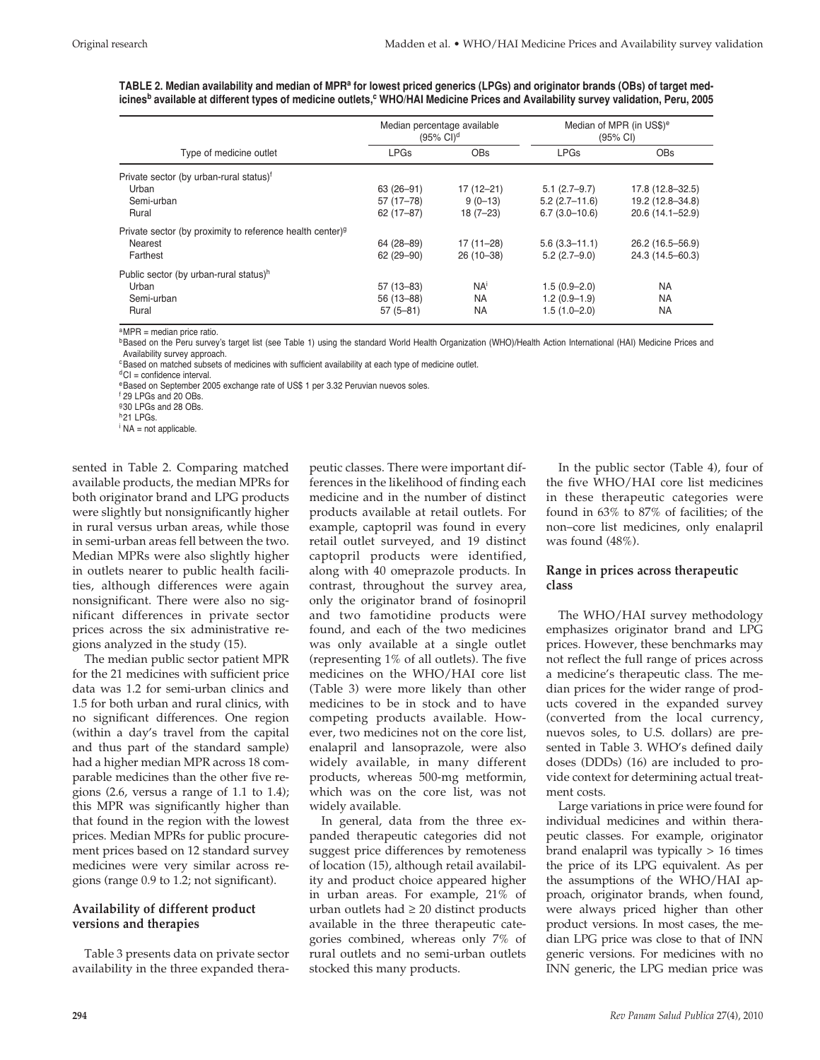**TABLE 2. Median availability and median of MPR[a] for lowest priced generics (LPGs) and originator brands (OBs) of target medicines[b] available at different types of medicine outlets,[c] WHO/HAI Medicine Prices and Availability survey validation, Peru, 2005**

| Type of medicine outlet | Median percentage available (95% CI)[d] | | Median of MPR (in US$)[e] (95% CI) | |
|---|---|---|---|---|
| | LPGs | OBs | LPGs | OBs |
| Private sector (by urban-rural status)[f] | | | | |
| Urban | 63 (26–91) | 17 (12–21) | 5.1 (2.7–9.7) | 17.8 (12.8–32.5) |
| Semi-urban | 57 (17–78) | 9 (0–13) | 5.2 (2.7–11.6) | 19.2 (12.8–34.8) |
| Rural | 62 (17–87) | 18 (7–23) | 6.7 (3.0–10.6) | 20.6 (14.1–52.9) |
| Private sector (by proximity to reference health center)[g] | | | | |
| Nearest | 64 (28–89) | 17 (11–28) | 5.6 (3.3–11.1) | 26.2 (16.5–56.9) |
| Farthest | 62 (29–90) | 26 (10–38) | 5.2 (2.7–9.0) | 24.3 (14.5–60.3) |
| Public sector (by urban-rural status)[h] | | | | |
| Urban | 57 (13–83) | NA[i] | 1.5 (0.9–2.0) | NA |
| Semi-urban | 56 (13–88) | NA | 1.2 (0.9–1.9) | NA |
| Rural | 57 (5–81) | NA | 1.5 (1.0–2.0) | NA |

[a] MPR = median price ratio.
[b] Based on the Peru survey's target list (see Table 1) using the standard World Health Organization (WHO)/Health Action International (HAI) Medicine Prices and Availability survey approach.
[c] Based on matched subsets of medicines with sufficient availability at each type of medicine outlet.
[d] CI = confidence interval.
[e] Based on September 2005 exchange rate of US$ 1 per 3.32 Peruvian nuevos soles.
[f] 29 LPGs and 20 OBs.
[g] 30 LPGs and 28 OBs.
[h] 21 LPGs.
[i] NA = not applicable.

sented in Table 2. Comparing matched available products, the median MPRs for both originator brand and LPG products were slightly but nonsignificantly higher in rural versus urban areas, while those in semi-urban areas fell between the two. Median MPRs were also slightly higher in outlets nearer to public health facilities, although differences were again nonsignificant. There were also no significant differences in private sector prices across the six administrative regions analyzed in the study (15).

The median public sector patient MPR for the 21 medicines with sufficient price data was 1.2 for semi-urban clinics and 1.5 for both urban and rural clinics, with no significant differences. One region (within a day's travel from the capital and thus part of the standard sample) had a higher median MPR across 18 comparable medicines than the other five regions (2.6, versus a range of 1.1 to 1.4); this MPR was significantly higher than that found in the region with the lowest prices. Median MPRs for public procurement prices based on 12 standard survey medicines were very similar across regions (range 0.9 to 1.2; not significant).

### Availability of different product versions and therapies

Table 3 presents data on private sector availability in the three expanded therapeutic classes. There were important differences in the likelihood of finding each medicine and in the number of distinct products available at retail outlets. For example, captopril was found in every retail outlet surveyed, and 19 distinct captopril products were identified, along with 40 omeprazole products. In contrast, throughout the survey area, only the originator brand of fosinopril and two famotidine products were found, and each of the two medicines was only available at a single outlet (representing 1% of all outlets). The five medicines on the WHO/HAI core list (Table 3) were more likely than other medicines to be in stock and to have competing products available. However, two medicines not on the core list, enalapril and lansoprazole, were also widely available, in many different products, whereas 500-mg metformin, which was on the core list, was not widely available.

In general, data from the three expanded therapeutic categories did not suggest price differences by remoteness of location (15), although retail availability and product choice appeared higher in urban areas. For example, 21% of urban outlets had ≥ 20 distinct products available in the three therapeutic categories combined, whereas only 7% of rural outlets and no semi-urban outlets stocked this many products.

In the public sector (Table 4), four of the five WHO/HAI core list medicines in these therapeutic categories were found in 63% to 87% of facilities; of the non–core list medicines, only enalapril was found (48%).

### Range in prices across therapeutic class

The WHO/HAI survey methodology emphasizes originator brand and LPG prices. However, these benchmarks may not reflect the full range of prices across a medicine's therapeutic class. The median prices for the wider range of products covered in the expanded survey (converted from the local currency, nuevos soles, to U.S. dollars) are presented in Table 3. WHO's defined daily doses (DDDs) (16) are included to provide context for determining actual treatment costs.

Large variations in price were found for individual medicines and within therapeutic classes. For example, originator brand enalapril was typically > 16 times the price of its LPG equivalent. As per the assumptions of the WHO/HAI approach, originator brands, when found, were always priced higher than other product versions. In most cases, the median LPG price was close to that of INN generic versions. For medicines with no INN generic, the LPG median price was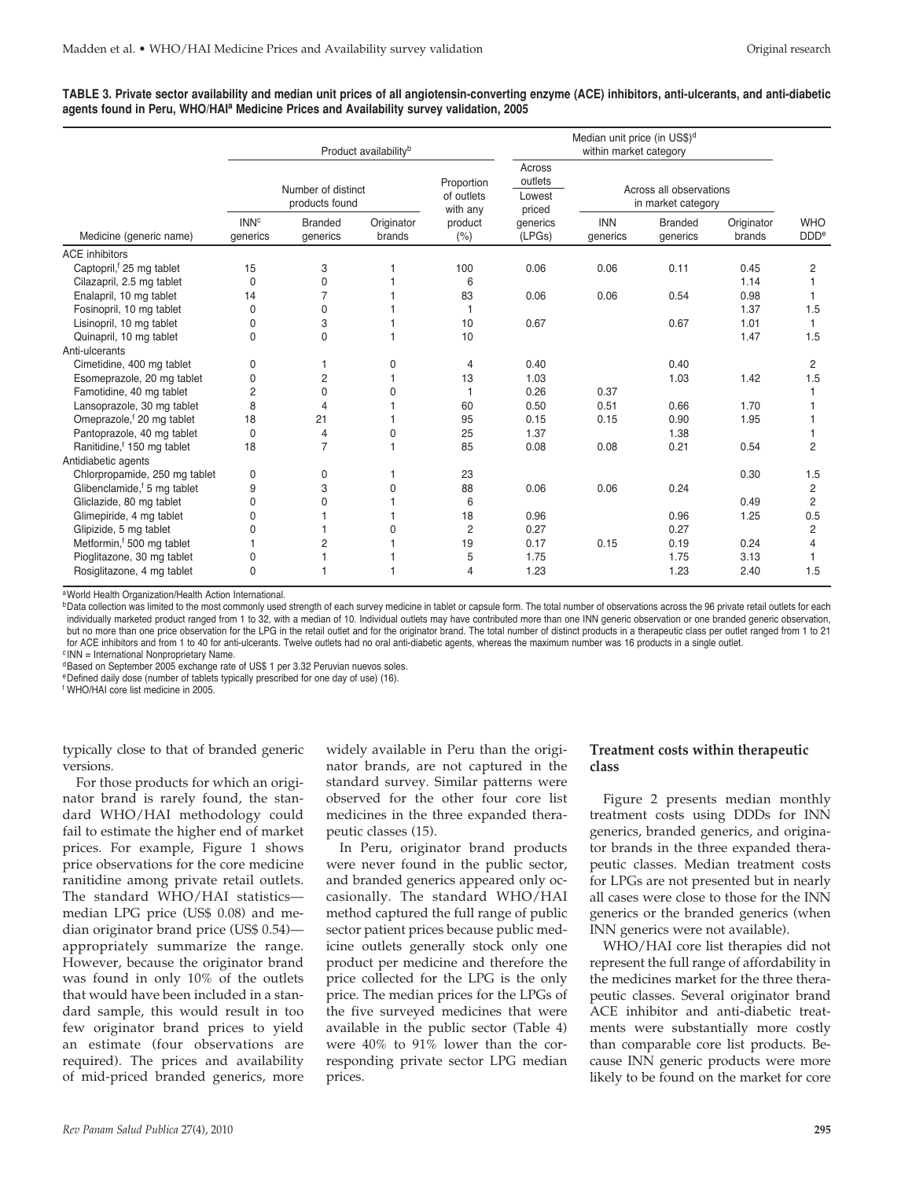**TABLE 3. Private sector availability and median unit prices of all angiotensin-converting enzyme (ACE) inhibitors, anti-ulcerants, and anti-diabetic agents found in Peru, WHO/HAI[a] Medicine Prices and Availability survey validation, 2005**

| | Product availability[b] | | | | Median unit price (in US$)[d] within market category | | | | |
|---|---|---|---|---|---|---|---|---|---|
| | Number of distinct products found | | | Proportion of outlets with any product (%) | Across outlets Lowest priced generics (LPGs) | Across all observations in market category | | | |
| Medicine (generic name) | INN[c] generics | Branded generics | Originator brands | | | INN generics | Branded generics | Originator brands | WHO DDD[e] |
| ACE inhibitors | | | | | | | | | |
| Captopril,[f] 25 mg tablet | 15 | 3 | 1 | 100 | 0.06 | 0.06 | 0.11 | 0.45 | 2 |
| Cilazapril, 2.5 mg tablet | 0 | 0 | 1 | 6 | | | | 1.14 | 1 |
| Enalapril, 10 mg tablet | 14 | 7 | 1 | 83 | 0.06 | 0.06 | 0.54 | 0.98 | 1 |
| Fosinopril, 10 mg tablet | 0 | 0 | 1 | 1 | | | | 1.37 | 1.5 |
| Lisinopril, 10 mg tablet | 0 | 3 | 1 | 10 | 0.67 | | 0.67 | 1.01 | 1 |
| Quinapril, 10 mg tablet | 0 | 0 | 1 | 10 | | | | 1.47 | 1.5 |
| Anti-ulcerants | | | | | | | | | |
| Cimetidine, 400 mg tablet | 0 | 1 | 0 | 4 | 0.40 | | 0.40 | | 2 |
| Esomeprazole, 20 mg tablet | 0 | 2 | 1 | 13 | 1.03 | | 1.03 | 1.42 | 1.5 |
| Famotidine, 40 mg tablet | 2 | 0 | 0 | 1 | 0.26 | 0.37 | | | 1 |
| Lansoprazole, 30 mg tablet | 8 | 4 | 1 | 60 | 0.50 | 0.51 | 0.66 | 1.70 | 1 |
| Omeprazole,[f] 20 mg tablet | 18 | 21 | 1 | 95 | 0.15 | 0.15 | 0.90 | 1.95 | 1 |
| Pantoprazole, 40 mg tablet | 0 | 4 | 0 | 25 | 1.37 | | 1.38 | | 1 |
| Ranitidine,[f] 150 mg tablet | 18 | 7 | 1 | 85 | 0.08 | 0.08 | 0.21 | 0.54 | 2 |
| Antidiabetic agents | | | | | | | | | |
| Chlorpropamide, 250 mg tablet | 0 | 0 | 1 | 23 | | | | 0.30 | 1.5 |
| Glibenclamide,[f] 5 mg tablet | 9 | 3 | 0 | 88 | 0.06 | 0.06 | 0.24 | | 2 |
| Gliclazide, 80 mg tablet | 0 | 0 | 1 | 6 | | | | 0.49 | 2 |
| Glimepiride, 4 mg tablet | 0 | 1 | 1 | 18 | 0.96 | | 0.96 | 1.25 | 0.5 |
| Glipizide, 5 mg tablet | 0 | 1 | 0 | 2 | 0.27 | | 0.27 | | 2 |
| Metformin,[f] 500 mg tablet | 1 | 2 | 1 | 19 | 0.17 | 0.15 | 0.19 | 0.24 | 4 |
| Pioglitazone, 30 mg tablet | 0 | 1 | 1 | 5 | 1.75 | | 1.75 | 3.13 | 1 |
| Rosiglitazone, 4 mg tablet | 0 | 1 | 1 | 4 | 1.23 | | 1.23 | 2.40 | 1.5 |

[a] World Health Organization/Health Action International.
[b] Data collection was limited to the most commonly used strength of each survey medicine in tablet or capsule form. The total number of observations across the 96 private retail outlets for each individually marketed product ranged from 1 to 32, with a median of 10. Individual outlets may have contributed more than one INN generic observation or one branded generic observation, but no more than one price observation for the LPG in the retail outlet and for the originator brand. The total number of distinct products in a therapeutic class per outlet ranged from 1 to 21 for ACE inhibitors and from 1 to 40 for anti-ulcerants. Twelve outlets had no oral anti-diabetic agents, whereas the maximum number was 16 products in a single outlet.
[c] INN = International Nonproprietary Name.
[d] Based on September 2005 exchange rate of US$ 1 per 3.32 Peruvian nuevos soles.
[e] Defined daily dose (number of tablets typically prescribed for one day of use) (16).
[f] WHO/HAI core list medicine in 2005.

typically close to that of branded generic versions.

For those products for which an originator brand is rarely found, the standard WHO/HAI methodology could fail to estimate the higher end of market prices. For example, Figure 1 shows price observations for the core medicine ranitidine among private retail outlets. The standard WHO/HAI statistics—median LPG price (US$ 0.08) and median originator brand price (US$ 0.54)—appropriately summarize the range. However, because the originator brand was found in only 10% of the outlets that would have been included in a standard sample, this would result in too few originator brand prices to yield an estimate (four observations are required). The prices and availability of mid-priced branded generics, more widely available in Peru than the originator brands, are not captured in the standard survey. Similar patterns were observed for the other four core list medicines in the three expanded therapeutic classes (15).

In Peru, originator brand products were never found in the public sector, and branded generics appeared only occasionally. The standard WHO/HAI method captured the full range of public sector patient prices because public medicine outlets generally stock only one product per medicine and therefore the price collected for the LPG is the only price. The median prices for the LPGs of the five surveyed medicines that were available in the public sector (Table 4) were 40% to 91% lower than the corresponding private sector LPG median prices.

### Treatment costs within therapeutic class

Figure 2 presents median monthly treatment costs using DDDs for INN generics, branded generics, and originator brands in the three expanded therapeutic classes. Median treatment costs for LPGs are not presented but in nearly all cases were close to those for the INN generics or the branded generics (when INN generics were not available).

WHO/HAI core list therapies did not represent the full range of affordability in the medicines market for the three therapeutic classes. Several originator brand ACE inhibitor and anti-diabetic treatments were substantially more costly than comparable core list products. Because INN generic products were more likely to be found on the market for core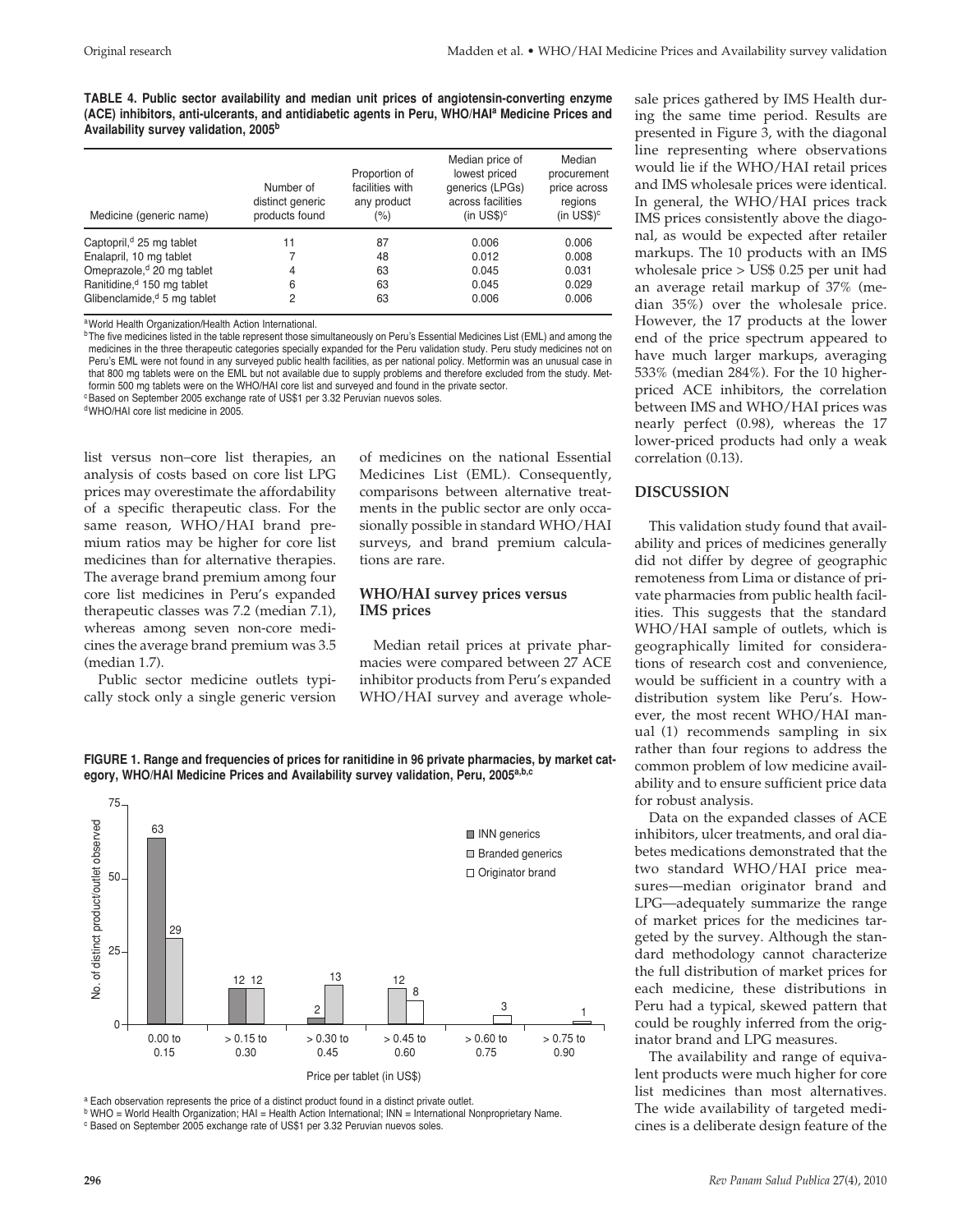**TABLE 4. Public sector availability and median unit prices of angiotensin-converting enzyme (ACE) inhibitors, anti-ulcerants, and antidiabetic agents in Peru, WHO/HAI[a] Medicine Prices and Availability survey validation, 2005[b]**

| Medicine (generic name) | Number of distinct generic products found | Proportion of facilities with any product (%) | Median price of lowest priced generics (LPGs) across facilities (in US$)[c] | Median procurement price across regions (in US$)[c] |
|---|---|---|---|---|
| Captopril,[d] 25 mg tablet | 11 | 87 | 0.006 | 0.006 |
| Enalapril, 10 mg tablet | 7 | 48 | 0.012 | 0.008 |
| Omeprazole,[d] 20 mg tablet | 4 | 63 | 0.045 | 0.031 |
| Ranitidine,[d] 150 mg tablet | 6 | 63 | 0.045 | 0.029 |
| Glibenclamide,[d] 5 mg tablet | 2 | 63 | 0.006 | 0.006 |

[a] World Health Organization/Health Action International.
[b] The five medicines listed in the table represent those simultaneously on Peru's Essential Medicines List (EML) and among the medicines in the three therapeutic categories specially expanded for the Peru validation study. Peru study medicines not on Peru's EML were not found in any surveyed public health facilities, as per national policy. Metformin was an unusual case in that 800 mg tablets were on the EML but not available due to supply problems and therefore excluded from the study. Metformin 500 mg tablets were on the WHO/HAI core list and surveyed and found in the private sector.
[c] Based on September 2005 exchange rate of US$1 per 3.32 Peruvian nuevos soles.
[d] WHO/HAI core list medicine in 2005.

list versus non–core list therapies, an analysis of costs based on core list LPG prices may overestimate the affordability of a specific therapeutic class. For the same reason, WHO/HAI brand premium ratios may be higher for core list medicines than for alternative therapies. The average brand premium among four core list medicines in Peru's expanded therapeutic classes was 7.2 (median 7.1), whereas among seven non-core medicines the average brand premium was 3.5 (median 1.7).

Public sector medicine outlets typically stock only a single generic version of medicines on the national Essential Medicines List (EML). Consequently, comparisons between alternative treatments in the public sector are only occasionally possible in standard WHO/HAI surveys, and brand premium calculations are rare.

### WHO/HAI survey prices versus IMS prices

Median retail prices at private pharmacies were compared between 27 ACE inhibitor products from Peru's expanded WHO/HAI survey and average wholesale prices gathered by IMS Health during the same time period. Results are presented in Figure 3, with the diagonal line representing where observations would lie if the WHO/HAI retail prices and IMS wholesale prices were identical. In general, the WHO/HAI prices track IMS prices consistently above the diagonal, as would be expected after retailer markups. The 10 products with an IMS wholesale price > US$ 0.25 per unit had an average retail markup of 37% (median 35%) over the wholesale price. However, the 17 products at the lower end of the price spectrum appeared to have much larger markups, averaging 533% (median 284%). For the 10 higher-priced ACE inhibitors, the correlation between IMS and WHO/HAI prices was nearly perfect (0.98), whereas the 17 lower-priced products had only a weak correlation (0.13).

**FIGURE 1. Range and frequencies of prices for ranitidine in 96 private pharmacies, by market category, WHO/HAI Medicine Prices and Availability survey validation, Peru, 2005[a,b,c]**

| Price per tablet (in US$) | INN generics | Branded generics | Originator brand |
|---|---|---|---|
| 0.00 to 0.15 | 63 | 29 | |
| > 0.15 to 0.30 | 12 | 12 | |
| > 0.30 to 0.45 | 2 | 13 | |
| > 0.45 to 0.60 | | 12 | 8 |
| > 0.60 to 0.75 | | | 3 |
| > 0.75 to 0.90 | | | 1 |

[a] Each observation represents the price of a distinct product found in a distinct private outlet.
[b] WHO = World Health Organization; HAI = Health Action International; INN = International Nonproprietary Name.
[c] Based on September 2005 exchange rate of US$1 per 3.32 Peruvian nuevos soles.

## DISCUSSION

This validation study found that availability and prices of medicines generally did not differ by degree of geographic remoteness from Lima or distance of private pharmacies from public health facilities. This suggests that the standard WHO/HAI sample of outlets, which is geographically limited for considerations of research cost and convenience, would be sufficient in a country with a distribution system like Peru's. However, the most recent WHO/HAI manual (1) recommends sampling in six rather than four regions to address the common problem of low medicine availability and to ensure sufficient price data for robust analysis.

Data on the expanded classes of ACE inhibitors, ulcer treatments, and oral diabetes medications demonstrated that the two standard WHO/HAI price measures—median originator brand and LPG—adequately summarize the range of market prices for the medicines targeted by the survey. Although the standard methodology cannot characterize the full distribution of market prices for each medicine, these distributions in Peru had a typical, skewed pattern that could be roughly inferred from the originator brand and LPG measures.

The availability and range of equivalent products were much higher for core list medicines than most alternatives. The wide availability of targeted medicines is a deliberate design feature of the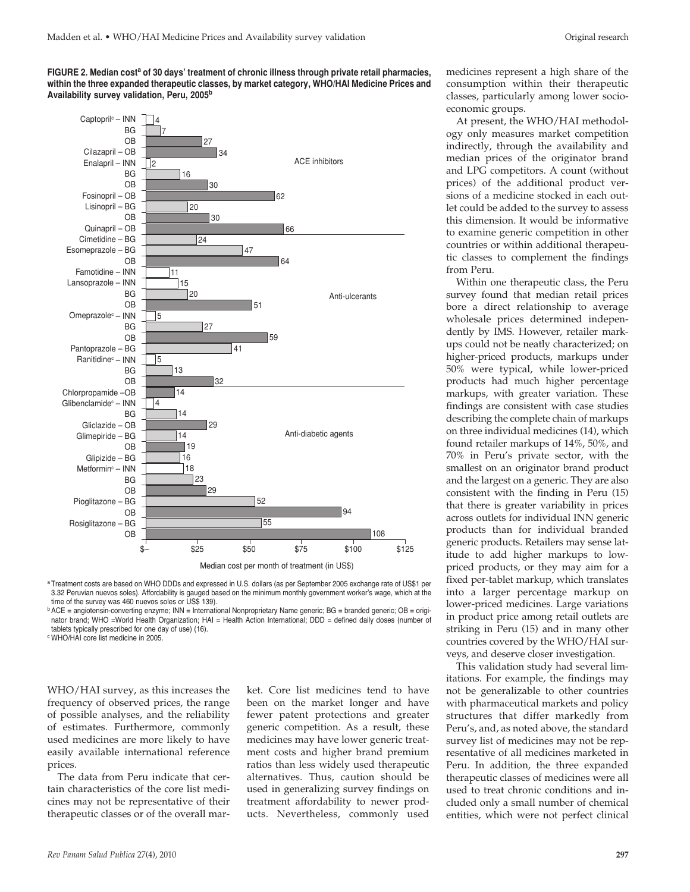**FIGURE 2. Median cost[a] of 30 days' treatment of chronic illness through private retail pharmacies, within the three expanded therapeutic classes, by market category, WHO/HAI Medicine Prices and Availability survey validation, Peru, 2005[b]**

| Therapeutic class | Medicine – category | Median cost per month of treatment (in US$) |
|---|---|---|
| ACE inhibitors | Captopril[c] – INN | 4 |
| | BG | 7 |
| | OB | 27 |
| | Cilazapril – OB | 34 |
| | Enalapril – INN | 2 |
| | BG | 16 |
| | OB | 30 |
| | Fosinopril – OB | 62 |
| | Lisinopril – BG | 20 |
| | OB | 30 |
| | Quinapril – OB | 66 |
| Anti-ulcerants | Cimetidine – BG | 24 |
| | Esomeprazole – BG | 47 |
| | OB | 64 |
| | Famotidine – INN | 11 |
| | Lansoprazole – INN | 15 |
| | BG | 20 |
| | OB | 51 |
| | Omeprazole[c] – INN | 5 |
| | BG | 27 |
| | OB | 59 |
| | Pantoprazole – BG | 41 |
| | Ranitidine[c] – INN | 5 |
| | BG | 13 |
| | OB | 32 |
| Anti-diabetic agents | Chlorpropamide – OB | 14 |
| | Glibenclamide[c] – INN | 4 |
| | BG | 14 |
| | Gliclazide – OB | 29 |
| | Glimepiride – BG | 14 |
| | OB | 19 |
| | Glipizide – BG | 16 |
| | Metformin[c] – INN | 18 |
| | BG | 23 |
| | OB | 29 |
| | Pioglitazone – BG | 52 |
| | OB | 94 |
| | Rosiglitazone – BG | 55 |
| | OB | 108 |

[a] Treatment costs are based on WHO DDDs and expressed in U.S. dollars (as per September 2005 exchange rate of US$1 per 3.32 Peruvian nuevos soles). Affordability is gauged based on the minimum monthly government worker's wage, which at the time of the survey was 460 nuevos soles or US$ 139).

[b] ACE = angiotensin-converting enzyme; INN = International Nonproprietary Name generic; BG = branded generic; OB = originator brand; WHO =World Health Organization; HAI = Health Action International; DDD = defined daily doses (number of tablets typically prescribed for one day of use) (16).

[c] WHO/HAI core list medicine in 2005.

WHO/HAI survey, as this increases the frequency of observed prices, the range of possible analyses, and the reliability of estimates. Furthermore, commonly used medicines are more likely to have easily available international reference prices.

The data from Peru indicate that certain characteristics of the core list medicines may not be representative of their therapeutic classes or of the overall market. Core list medicines tend to have been on the market longer and have fewer patent protections and greater generic competition. As a result, these medicines may have lower generic treatment costs and higher brand premium ratios than less widely used therapeutic alternatives. Thus, caution should be used in generalizing survey findings on treatment affordability to newer products. Nevertheless, commonly used medicines represent a high share of the consumption within their therapeutic classes, particularly among lower socioeconomic groups.

At present, the WHO/HAI methodology only measures market competition indirectly, through the availability and median prices of the originator brand and LPG competitors. A count (without prices) of the additional product versions of a medicine stocked in each outlet could be added to the survey to assess this dimension. It would be informative to examine generic competition in other countries or within additional therapeutic classes to complement the findings from Peru.

Within one therapeutic class, the Peru survey found that median retail prices bore a direct relationship to average wholesale prices determined independently by IMS. However, retailer markups could not be neatly characterized; on higher-priced products, markups under 50% were typical, while lower-priced products had much higher percentage markups, with greater variation. These findings are consistent with case studies describing the complete chain of markups on three individual medicines (14), which found retailer markups of 14%, 50%, and 70% in Peru's private sector, with the smallest on an originator brand product and the largest on a generic. They are also consistent with the finding in Peru (15) that there is greater variability in prices across outlets for individual INN generic products than for individual branded generic products. Retailers may sense latitude to add higher markups to low-priced products, or they may aim for a fixed per-tablet markup, which translates into a larger percentage markup on lower-priced medicines. Large variations in product price among retail outlets are striking in Peru (15) and in many other countries covered by the WHO/HAI surveys, and deserve closer investigation.

This validation study had several limitations. For example, the findings may not be generalizable to other countries with pharmaceutical markets and policy structures that differ markedly from Peru's, and, as noted above, the standard survey list of medicines may not be representative of all medicines marketed in Peru. In addition, the three expanded therapeutic classes of medicines were all used to treat chronic conditions and included only a small number of chemical entities, which were not perfect clinical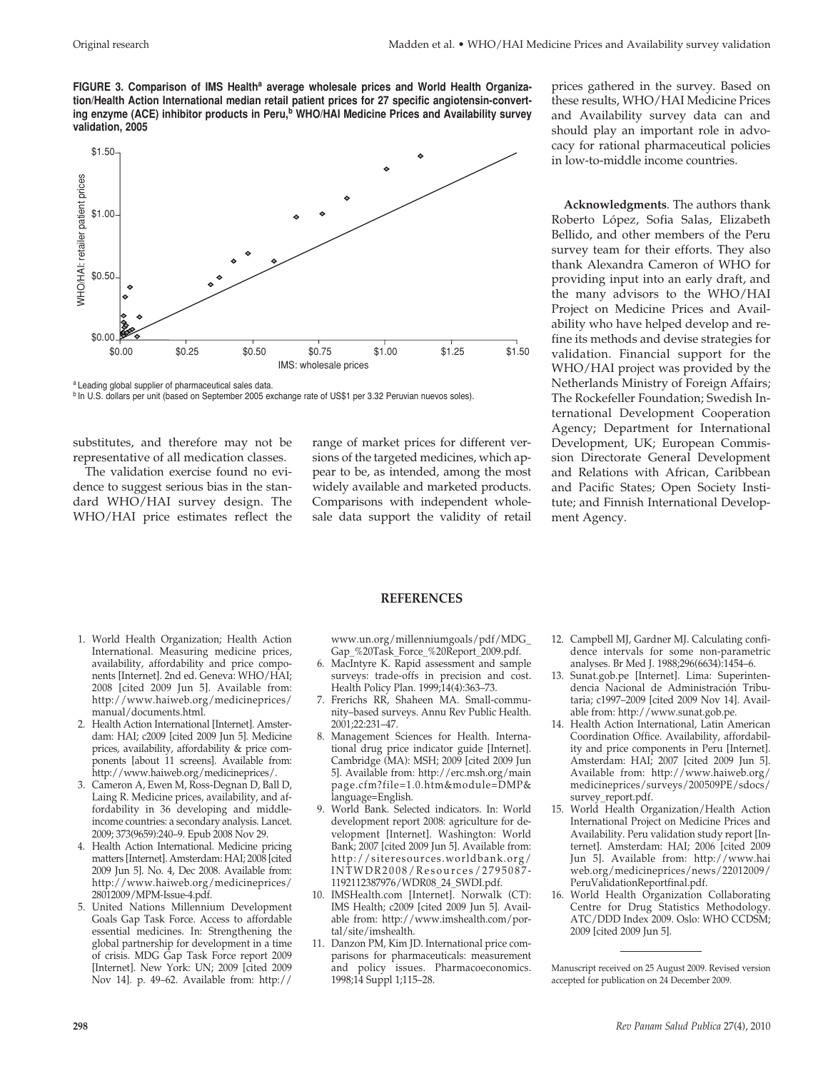**FIGURE 3. Comparison of IMS Health[a] average wholesale prices and World Health Organization/Health Action International median retail patient prices for 27 specific angiotensin-converting enzyme (ACE) inhibitor products in Peru,[b] WHO/HAI Medicine Prices and Availability survey validation, 2005**

[a] Leading global supplier of pharmaceutical sales data.

[b] In U.S. dollars per unit (based on September 2005 exchange rate of US$1 per 3.32 Peruvian nuevos soles).

substitutes, and therefore may not be representative of all medication classes.

The validation exercise found no evidence to suggest serious bias in the standard WHO/HAI survey design. The WHO/HAI price estimates reflect the range of market prices for different versions of the targeted medicines, which appear to be, as intended, among the most widely available and marketed products. Comparisons with independent wholesale data support the validity of retail prices gathered in the survey. Based on these results, WHO/HAI Medicine Prices and Availability survey data can and should play an important role in advocacy for rational pharmaceutical policies in low-to-middle income countries.

**Acknowledgments**. The authors thank Roberto López, Sofia Salas, Elizabeth Bellido, and other members of the Peru survey team for their efforts. They also thank Alexandra Cameron of WHO for providing input into an early draft, and the many advisors to the WHO/HAI Project on Medicine Prices and Availability who have helped develop and refine its methods and devise strategies for validation. Financial support for the WHO/HAI project was provided by the Netherlands Ministry of Foreign Affairs; The Rockefeller Foundation; Swedish International Development Cooperation Agency; Department for International Development, UK; European Commission Directorate General Development and Relations with African, Caribbean and Pacific States; Open Society Institute; and Finnish International Development Agency.

## REFERENCES

1. World Health Organization; Health Action International. Measuring medicine prices, availability, affordability and price components [Internet]. 2nd ed. Geneva: WHO/HAI; 2008 [cited 2009 Jun 5]. Available from: http://www.haiweb.org/medicineprices/manual/documents.html.
2. Health Action International [Internet]. Amsterdam: HAI; c2009 [cited 2009 Jun 5]. Medicine prices, availability, affordability & price components [about 11 screens]. Available from: http://www.haiweb.org/medicineprices/.
3. Cameron A, Ewen M, Ross-Degnan D, Ball D, Laing R. Medicine prices, availability, and affordability in 36 developing and middle-income countries: a secondary analysis. Lancet. 2009; 373(9659):240–9. Epub 2008 Nov 29.
4. Health Action International. Medicine pricing matters [Internet]. Amsterdam: HAI; 2008 [cited 2009 Jun 5]. No. 4, Dec 2008. Available from: http://www.haiweb.org/medicineprices/28012009/MPM-Issue-4.pdf.
5. United Nations Millennium Development Goals Gap Task Force. Access to affordable essential medicines. In: Strengthening the global partnership for development in a time of crisis. MDG Gap Task Force report 2009 [Internet]. New York: UN; 2009 [cited 2009 Nov 14]. p. 49–62. Available from: http://www.un.org/millenniumgoals/pdf/MDG_Gap_%20Task_Force_%20Report_2009.pdf.
6. MacIntyre K. Rapid assessment and sample surveys: trade-offs in precision and cost. Health Policy Plan. 1999;14(4):363–73.
7. Frerichs RR, Shaheen MA. Small-community–based surveys. Annu Rev Public Health. 2001;22:231–47.
8. Management Sciences for Health. International drug price indicator guide [Internet]. Cambridge (MA): MSH; 2009 [cited 2009 Jun 5]. Available from: http://erc.msh.org/mainpage.cfm?file=1.0.htm&module=DMP&language=English.
9. World Bank. Selected indicators. In: World development report 2008: agriculture for development [Internet]. Washington: World Bank; 2007 [cited 2009 Jun 5]. Available from: http://siteresources.worldbank.org/INTWDR2008/Resources/2795087-1192112387976/WDR08_24_SWDI.pdf.
10. IMSHealth.com [Internet]. Norwalk (CT): IMS Health; c2009 [cited 2009 Jun 5]. Available from: http://www.imshealth.com/portal/site/imshealth.
11. Danzon PM, Kim JD. International price comparisons for pharmaceuticals: measurement and policy issues. Pharmacoeconomics. 1998;14 Suppl 1;115–28.
12. Campbell MJ, Gardner MJ. Calculating confidence intervals for some non-parametric analyses. Br Med J. 1988;296(6634):1454–6.
13. Sunat.gob.pe [Internet]. Lima: Superintendencia Nacional de Administración Tributaria; c1997–2009 [cited 2009 Nov 14]. Available from: http://www.sunat.gob.pe.
14. Health Action International, Latin American Coordination Office. Availability, affordability and price components in Peru [Internet]. Amsterdam: HAI; 2007 [cited 2009 Jun 5]. Available from: http://www.haiweb.org/medicineprices/surveys/200509PE/sdocs/survey_report.pdf.
15. World Health Organization/Health Action International Project on Medicine Prices and Availability. Peru validation study report [Internet]. Amsterdam: HAI; 2006 [cited 2009 Jun 5]. Available from: http://www.haiweb.org/medicineprices/news/22012009/PeruValidationReportfinal.pdf.
16. World Health Organization Collaborating Centre for Drug Statistics Methodology. ATC/DDD Index 2009. Oslo: WHO CCDSM; 2009 [cited 2009 Jun 5].

Manuscript received on 25 August 2009. Revised version accepted for publication on 24 December 2009.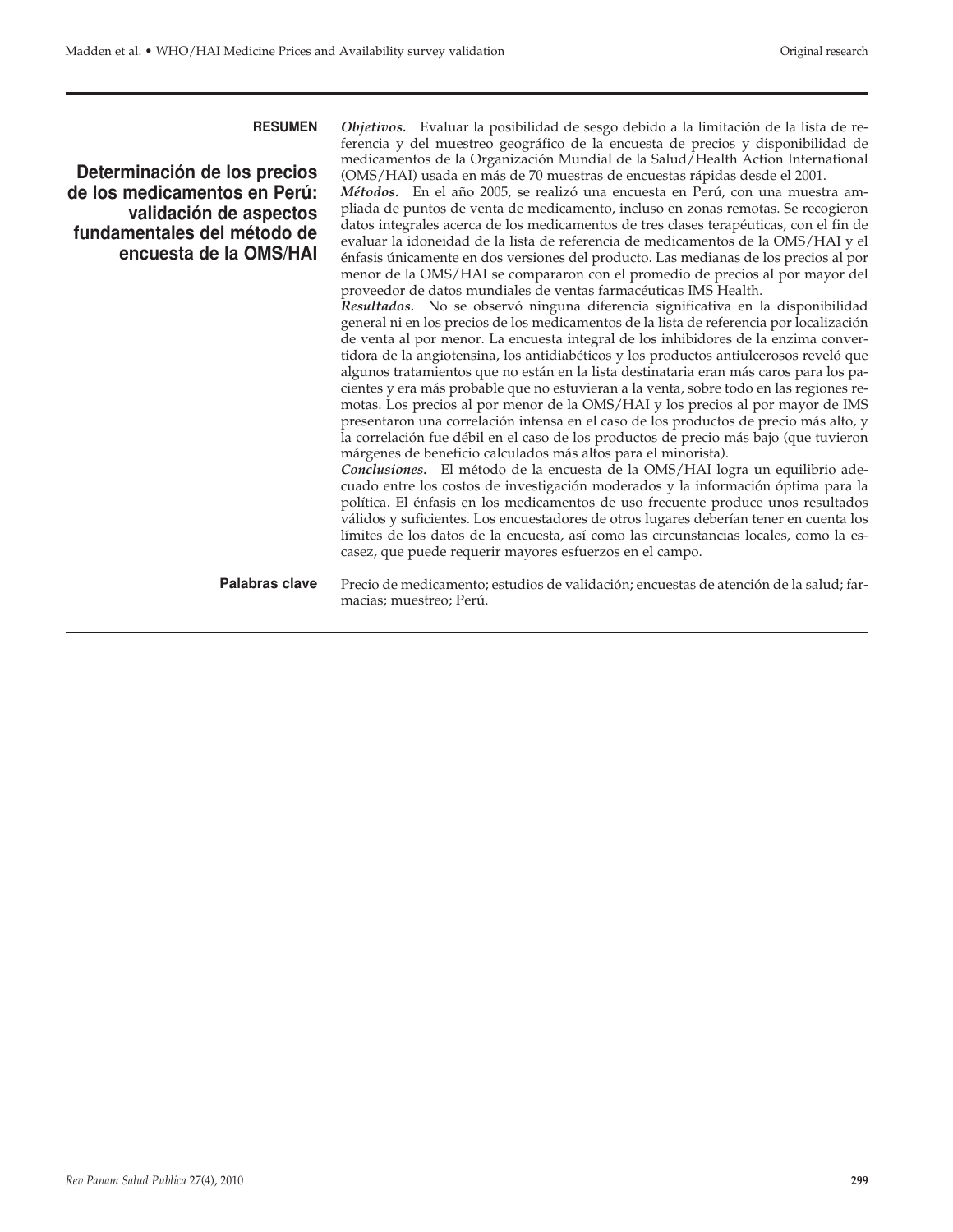## RESUMEN

### Determinación de los precios de los medicamentos en Perú: validación de aspectos fundamentales del método de encuesta de la OMS/HAI

***Objetivos.*** Evaluar la posibilidad de sesgo debido a la limitación de la lista de referencia y del muestreo geográfico de la encuesta de precios y disponibilidad de medicamentos de la Organización Mundial de la Salud/Health Action International (OMS/HAI) usada en más de 70 muestras de encuestas rápidas desde el 2001.

***Métodos.*** En el año 2005, se realizó una encuesta en Perú, con una muestra ampliada de puntos de venta de medicamento, incluso en zonas remotas. Se recogieron datos integrales acerca de los medicamentos de tres clases terapéuticas, con el fin de evaluar la idoneidad de la lista de referencia de medicamentos de la OMS/HAI y el énfasis únicamente en dos versiones del producto. Las medianas de los precios al por menor de la OMS/HAI se compararon con el promedio de precios al por mayor del proveedor de datos mundiales de ventas farmacéuticas IMS Health.

***Resultados.*** No se observó ninguna diferencia significativa en la disponibilidad general ni en los precios de los medicamentos de la lista de referencia por localización de venta al por menor. La encuesta integral de los inhibidores de la enzima convertidora de la angiotensina, los antidiabéticos y los productos antiulcerosos reveló que algunos tratamientos que no están en la lista destinataria eran más caros para los pacientes y era más probable que no estuvieran a la venta, sobre todo en las regiones remotas. Los precios al por menor de la OMS/HAI y los precios al por mayor de IMS presentaron una correlación intensa en el caso de los productos de precio más alto, y la correlación fue débil en el caso de los productos de precio más bajo (que tuvieron márgenes de beneficio calculados más altos para el minorista).

***Conclusiones.*** El método de la encuesta de la OMS/HAI logra un equilibrio adecuado entre los costos de investigación moderados y la información óptima para la política. El énfasis en los medicamentos de uso frecuente produce unos resultados válidos y suficientes. Los encuestadores de otros lugares deberían tener en cuenta los límites de los datos de la encuesta, así como las circunstancias locales, como la escasez, que puede requerir mayores esfuerzos en el campo.

**Palabras clave** Precio de medicamento; estudios de validación; encuestas de atención de la salud; farmacias; muestreo; Perú.